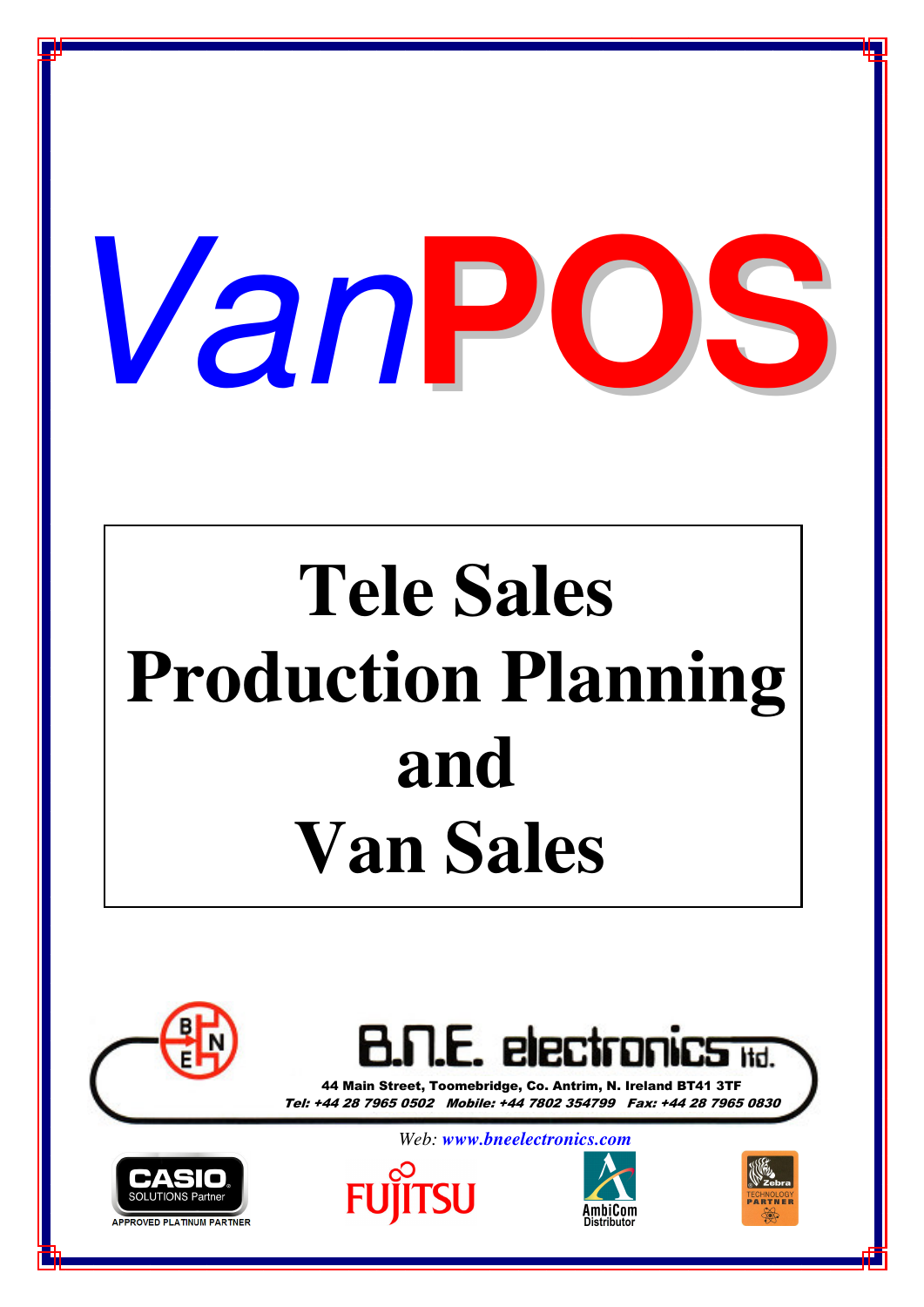# VanPOS

## Tele Sales
## Production Planning
## and
## Van Sales

B.N.E. electronics ltd.

44 Main Street, Toomebridge, Co. Antrim, N. Ireland BT41 3TF

*Tel: +44 28 7965 0502 Mobile: +44 7802 354799 Fax: +44 28 7965 0830*

Web: *www.bneelectronics.com*

CASIO SOLUTIONS Partner — APPROVED PLATINUM PARTNER

FUJITSU

AmbiCom Distributor

Zebra TECHNOLOGY PARTNER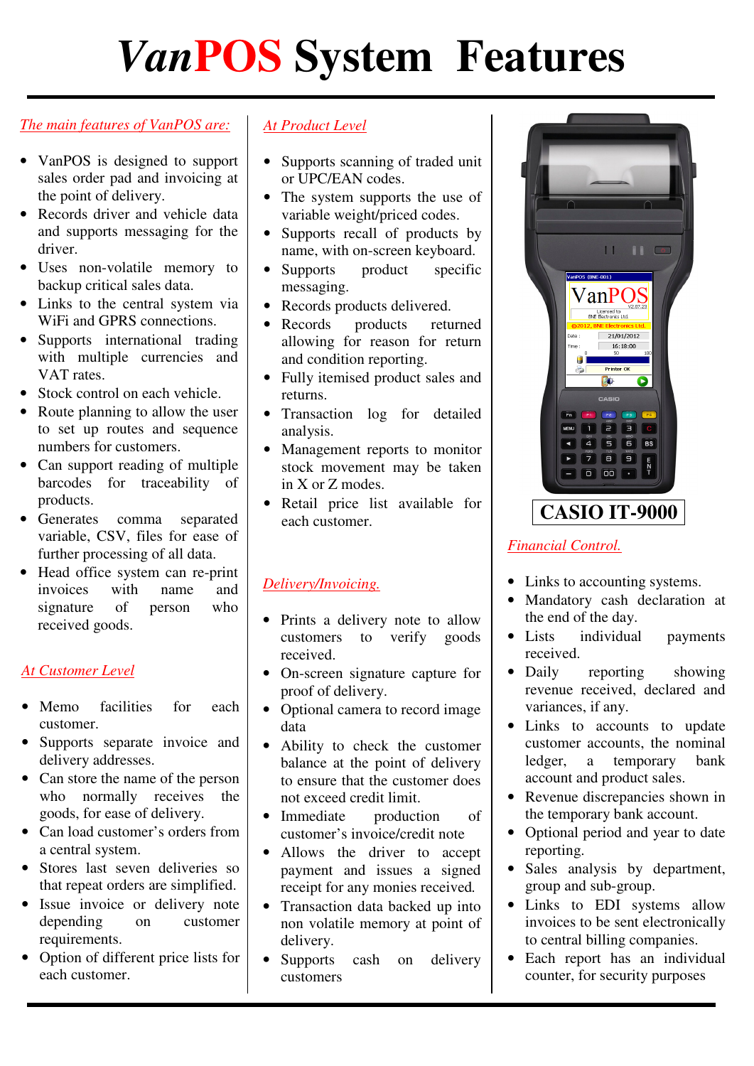# VanPOS System Features

*The main features of VanPOS are:*

- VanPOS is designed to support sales order pad and invoicing at the point of delivery.
- Records driver and vehicle data and supports messaging for the driver.
- Uses non-volatile memory to backup critical sales data.
- Links to the central system via WiFi and GPRS connections.
- Supports international trading with multiple currencies and VAT rates.
- Stock control on each vehicle.
- Route planning to allow the user to set up routes and sequence numbers for customers.
- Can support reading of multiple barcodes for traceability of products.
- Generates comma separated variable, CSV, files for ease of further processing of all data.
- Head office system can re-print invoices with name and signature of person who received goods.

*At Customer Level*

- Memo facilities for each customer.
- Supports separate invoice and delivery addresses.
- Can store the name of the person who normally receives the goods, for ease of delivery.
- Can load customer's orders from a central system.
- Stores last seven deliveries so that repeat orders are simplified.
- Issue invoice or delivery note depending on customer requirements.
- Option of different price lists for each customer.

*At Product Level*

- Supports scanning of traded unit or UPC/EAN codes.
- The system supports the use of variable weight/priced codes.
- Supports recall of products by name, with on-screen keyboard.
- Supports product specific messaging.
- Records products delivered.
- Records products returned allowing for reason for return and condition reporting.
- Fully itemised product sales and returns.
- Transaction log for detailed analysis.
- Management reports to monitor stock movement may be taken in X or Z modes.
- Retail price list available for each customer.

*Delivery/Invoicing.*

- Prints a delivery note to allow customers to verify goods received.
- On-screen signature capture for proof of delivery.
- Optional camera to record image data
- Ability to check the customer balance at the point of delivery to ensure that the customer does not exceed credit limit.
- Immediate production of customer's invoice/credit note
- Allows the driver to accept payment and issues a signed receipt for any monies received.
- Transaction data backed up into non volatile memory at point of delivery.
- Supports cash on delivery customers

**CASIO IT-9000**

*Financial Control.*

- Links to accounting systems.
- Mandatory cash declaration at the end of the day.
- Lists individual payments received.
- Daily reporting showing revenue received, declared and variances, if any.
- Links to accounts to update customer accounts, the nominal ledger, a temporary bank account and product sales.
- Revenue discrepancies shown in the temporary bank account.
- Optional period and year to date reporting.
- Sales analysis by department, group and sub-group.
- Links to EDI systems allow invoices to be sent electronically to central billing companies.
- Each report has an individual counter, for security purposes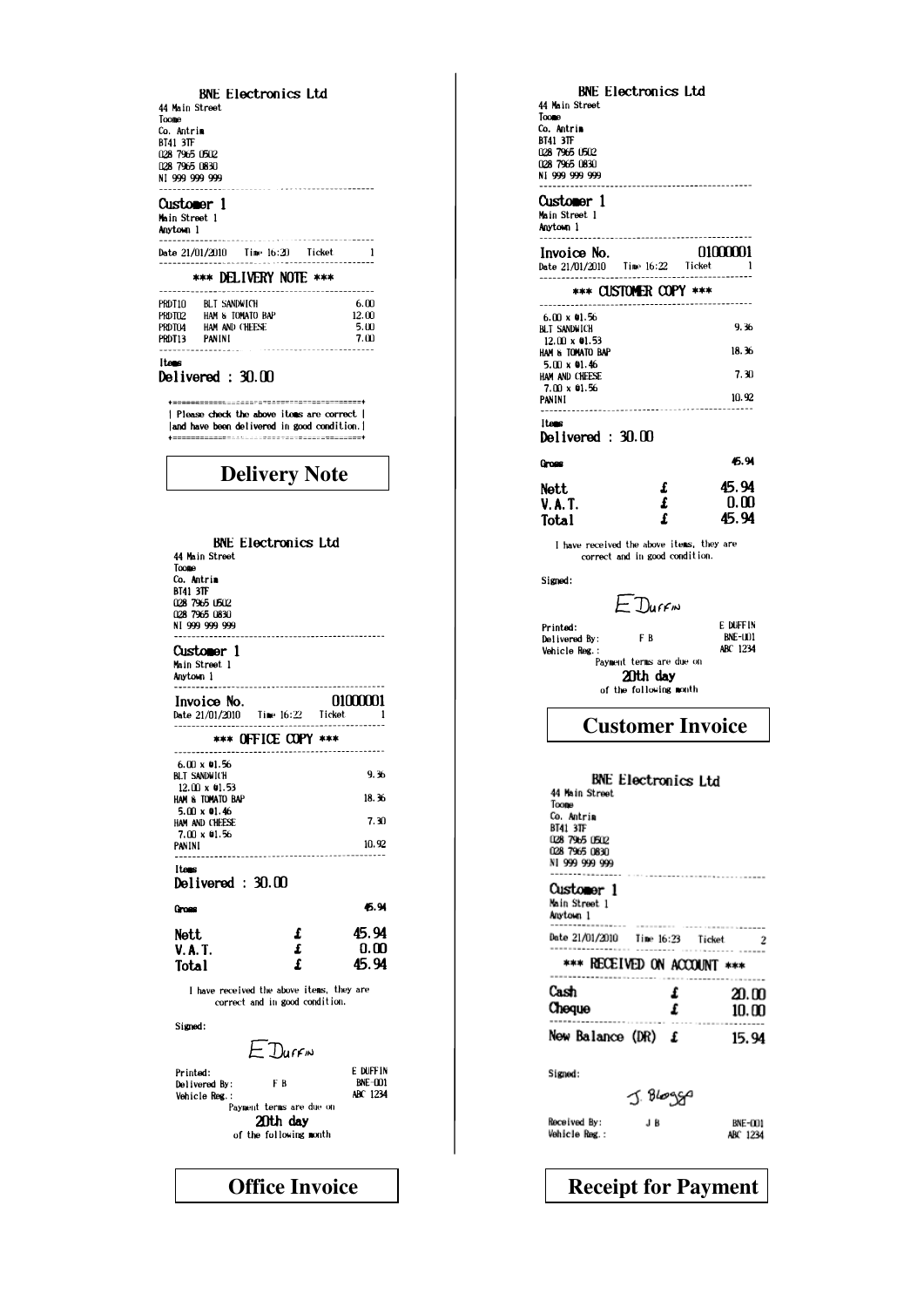**BNE Electronics Ltd**
44 Main Street
Toome
Co. Antrim
BT41 3TF
028 7965 0502
028 7965 0830
NI 999 999 999

**Customer 1**
Main Street 1
Anytown 1

Date 21/01/2010 Time 16:20 Ticket 1

*** DELIVERY NOTE ***

| | | |
|---|---|---|
| PRDT10 | BLT SANDWICH | 6.00 |
| PRDT02 | HAM & TOMATO BAP | 12.00 |
| PRDT04 | HAM AND CHEESE | 5.00 |
| PRDT13 | PANINI | 7.00 |

Items
Delivered : 30.00

| Please check the above items are correct | and have been delivered in good condition. |

## Delivery Note

**BNE Electronics Ltd**
44 Main Street
Toome
Co. Antrim
BT41 3TF
028 7965 0502
028 7965 0830
NI 999 999 999

**Customer 1**
Main Street 1
Anytown 1

Invoice No. 01000001
Date 21/01/2010 Time 16:22 Ticket 1

*** OFFICE COPY ***

| | |
|---|---|
| 6.00 x @1.56 | |
| BLT SANDWICH | 9.36 |
| 12.00 x @1.53 | |
| HAM & TOMATO BAP | 18.36 |
| 5.00 x @1.46 | |
| HAM AND CHEESE | 7.30 |
| 7.00 x @1.56 | |
| PANINI | 10.92 |

Items
Delivered : 30.00

Gross 45.94

| | | |
|---|---|---|
| Nett | £ | 45.94 |
| V.A.T. | £ | 0.00 |
| Total | £ | 45.94 |

I have received the above items, they are correct and in good condition.

Signed:
E Duffin

Printed: E DUFFIN
Delivered By: F B BNE-001
Vehicle Reg.: ABC 1234

Payment terms are due on
20th day
of the following month

## Office Invoice

**BNE Electronics Ltd**
44 Main Street
Toome
Co. Antrim
BT41 3TF
028 7965 0502
028 7965 0830
NI 999 999 999

**Customer 1**
Main Street 1
Anytown 1

Invoice No. 01000001
Date 21/01/2010 Time 16:22 Ticket 1

*** CUSTOMER COPY ***

| | |
|---|---|
| 6.00 x @1.56 | |
| BLT SANDWICH | 9.36 |
| 12.00 x @1.53 | |
| HAM & TOMATO BAP | 18.36 |
| 5.00 x @1.46 | |
| HAM AND CHEESE | 7.30 |
| 7.00 x @1.56 | |
| PANINI | 10.92 |

Items
Delivered : 30.00

Gross 45.94

| | | |
|---|---|---|
| Nett | £ | 45.94 |
| V.A.T. | £ | 0.00 |
| Total | £ | 45.94 |

I have received the above items, they are correct and in good condition.

Signed:
E Duffin

Printed: E DUFFIN
Delivered By: F B BNE-001
Vehicle Reg.: ABC 1234

Payment terms are due on
20th day
of the following month

## Customer Invoice

**BNE Electronics Ltd**
44 Main Street
Toome
Co. Antrim
BT41 3TF
028 7965 0502
028 7965 0830
NI 999 999 999

**Customer 1**
Main Street 1
Anytown 1

Date 21/01/2010 Time 16:23 Ticket 2

*** RECEIVED ON ACCOUNT ***

| | | |
|---|---|---|
| Cash | £ | 20.00 |
| Cheque | £ | 10.00 |
| New Balance (DR) | £ | 15.94 |

Signed:
J Bloggs

Received By: J B BNE-001
Vehicle Reg.: ABC 1234

## Receipt for Payment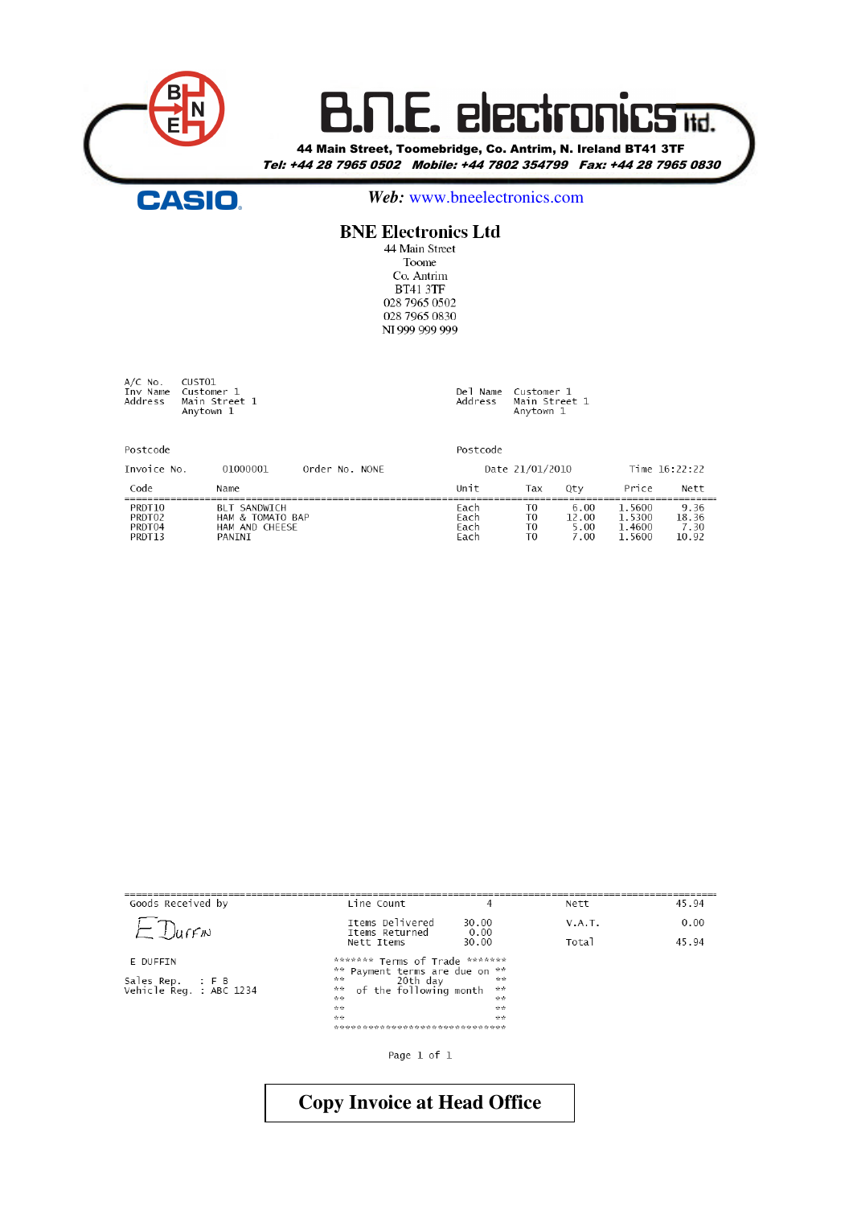# B.N.E. electronics ltd.

**44 Main Street, Toomebridge, Co. Antrim, N. Ireland BT41 3TF**

***Tel: +44 28 7965 0502 Mobile: +44 7802 354799 Fax: +44 28 7965 0830***

CASIO

***Web:*** www.bneelectronics.com

## BNE Electronics Ltd

44 Main Street
Toome
Co. Antrim
BT41 3TF
028 7965 0502
028 7965 0830
NI 999 999 999

A/C No. CUST01
Inv Name Customer 1
Address Main Street 1
Anytown 1

Del Name Customer 1
Address Main Street 1
Anytown 1

Postcode

Postcode

Invoice No. 01000001 Order No. NONE Date 21/01/2010 Time 16:22:22

| Code | Name | Unit | Tax | Qty | Price | Nett |
|---|---|---|---|---|---|---|
| PRDT10 | BLT SANDWICH | Each | T0 | 6.00 | 1.5600 | 9.36 |
| PRDT02 | HAM & TOMATO BAP | Each | T0 | 12.00 | 1.5300 | 18.36 |
| PRDT04 | HAM AND CHEESE | Each | T0 | 5.00 | 1.4600 | 7.30 |
| PRDT13 | PANINI | Each | T0 | 7.00 | 1.5600 | 10.92 |

Goods Received by

E Duffin

E DUFFIN

Sales Rep. : F B
Vehicle Reg. : ABC 1234

| | | | |
|---|---|---|---|
| Line Count | 4 | Nett | 45.94 |
| Items Delivered | 30.00 | V.A.T. | 0.00 |
| Items Returned | 0.00 | | |
| Nett Items | 30.00 | Total | 45.94 |

```
******* Terms of Trade *******
** Payment terms are due on **
**         20th day         **
**  of the following month  **
**                          **
**                          **
**                          **
******************************
```

**Copy Invoice at Head Office**